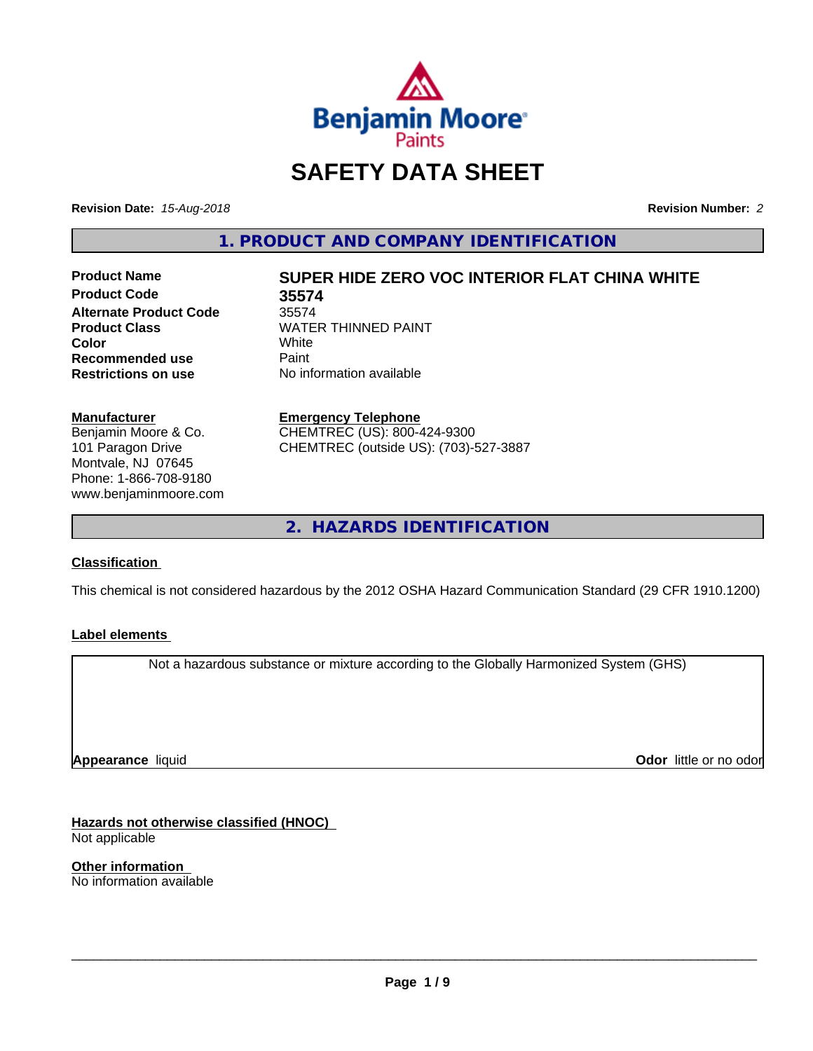Benjamin Moore Paints

# SAFETY DATA SHEET

**Revision Date:** *15-Aug-2018*

**Revision Number:** *2*

## 1. PRODUCT AND COMPANY IDENTIFICATION

| | |
|---|---|
| **Product Name** | **SUPER HIDE ZERO VOC INTERIOR FLAT CHINA WHITE** |
| **Product Code** | **35574** |
| **Alternate Product Code** | 35574 |
| **Product Class** | WATER THINNED PAINT |
| **Color** | White |
| **Recommended use** | Paint |
| **Restrictions on use** | No information available |

**Manufacturer**
Benjamin Moore & Co.
101 Paragon Drive
Montvale, NJ 07645
Phone: 1-866-708-9180
www.benjaminmoore.com

**Emergency Telephone**
CHEMTREC (US): 800-424-9300
CHEMTREC (outside US): (703)-527-3887

## 2. HAZARDS IDENTIFICATION

**Classification**

This chemical is not considered hazardous by the 2012 OSHA Hazard Communication Standard (29 CFR 1910.1200)

**Label elements**

Not a hazardous substance or mixture according to the Globally Harmonized System (GHS)

**Appearance** liquid

**Odor** little or no odor

**Hazards not otherwise classified (HNOC)**
Not applicable

**Other information**
No information available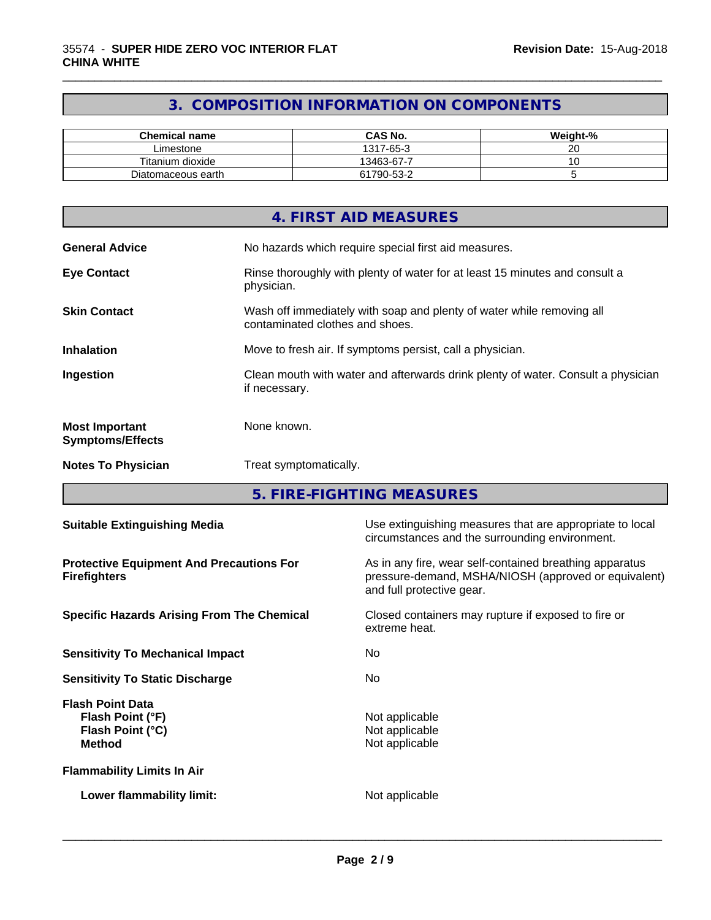## 3. COMPOSITION INFORMATION ON COMPONENTS

| Chemical name | CAS No. | Weight-% |
|---|---|---|
| Limestone | 1317-65-3 | 20 |
| Titanium dioxide | 13463-67-7 | 10 |
| Diatomaceous earth | 61790-53-2 | 5 |

## 4. FIRST AID MEASURES

**General Advice** No hazards which require special first aid measures.

**Eye Contact** Rinse thoroughly with plenty of water for at least 15 minutes and consult a physician.

**Skin Contact** Wash off immediately with soap and plenty of water while removing all contaminated clothes and shoes.

**Inhalation** Move to fresh air. If symptoms persist, call a physician.

**Ingestion** Clean mouth with water and afterwards drink plenty of water. Consult a physician if necessary.

**Most Important Symptoms/Effects** None known.

**Notes To Physician** Treat symptomatically.

## 5. FIRE-FIGHTING MEASURES

**Suitable Extinguishing Media** Use extinguishing measures that are appropriate to local circumstances and the surrounding environment.

**Protective Equipment And Precautions For Firefighters** As in any fire, wear self-contained breathing apparatus pressure-demand, MSHA/NIOSH (approved or equivalent) and full protective gear.

**Specific Hazards Arising From The Chemical** Closed containers may rupture if exposed to fire or extreme heat.

**Sensitivity To Mechanical Impact** No

**Sensitivity To Static Discharge** No

**Flash Point Data**
**Flash Point (°F)** Not applicable
**Flash Point (°C)** Not applicable
**Method** Not applicable

**Flammability Limits In Air**

**Lower flammability limit:** Not applicable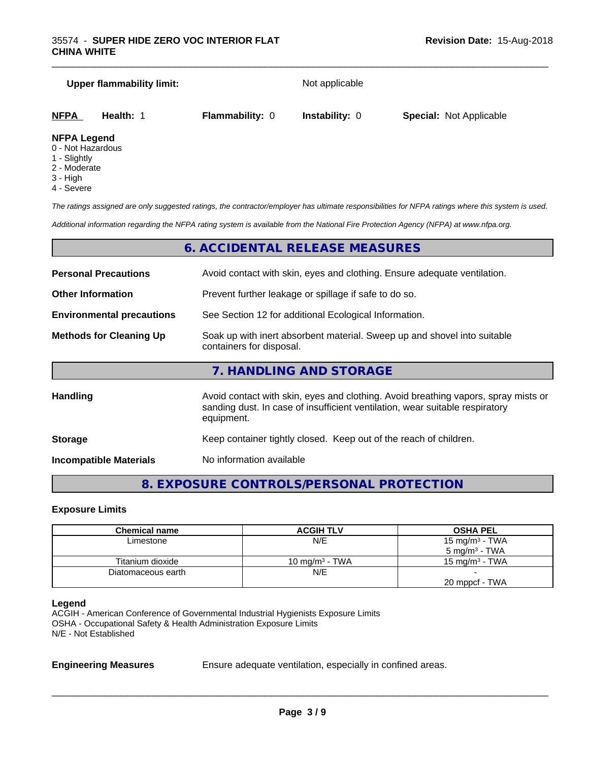**Upper flammability limit:** Not applicable

| **NFPA** | **Health:** 1 | **Flammability:** 0 | **Instability:** 0 | **Special:** Not Applicable |
|---|---|---|---|---|

**NFPA Legend**
0 - Not Hazardous
1 - Slightly
2 - Moderate
3 - High
4 - Severe

*The ratings assigned are only suggested ratings, the contractor/employer has ultimate responsibilities for NFPA ratings where this system is used.*

*Additional information regarding the NFPA rating system is available from the National Fire Protection Agency (NFPA) at www.nfpa.org.*

## 6. ACCIDENTAL RELEASE MEASURES

**Personal Precautions** Avoid contact with skin, eyes and clothing. Ensure adequate ventilation.

**Other Information** Prevent further leakage or spillage if safe to do so.

**Environmental precautions** See Section 12 for additional Ecological Information.

**Methods for Cleaning Up** Soak up with inert absorbent material. Sweep up and shovel into suitable containers for disposal.

## 7. HANDLING AND STORAGE

**Handling** Avoid contact with skin, eyes and clothing. Avoid breathing vapors, spray mists or sanding dust. In case of insufficient ventilation, wear suitable respiratory equipment.

**Storage** Keep container tightly closed. Keep out of the reach of children.

**Incompatible Materials** No information available

## 8. EXPOSURE CONTROLS/PERSONAL PROTECTION

### Exposure Limits

| Chemical name | ACGIH TLV | OSHA PEL |
|---|---|---|
| Limestone | N/E | 15 mg/m³ - TWA<br>5 mg/m³ - TWA |
| Titanium dioxide | 10 mg/m³ - TWA | 15 mg/m³ - TWA |
| Diatomaceous earth | N/E | -<br>20 mppcf - TWA |

**Legend**
ACGIH - American Conference of Governmental Industrial Hygienists Exposure Limits
OSHA - Occupational Safety & Health Administration Exposure Limits
N/E - Not Established

**Engineering Measures** Ensure adequate ventilation, especially in confined areas.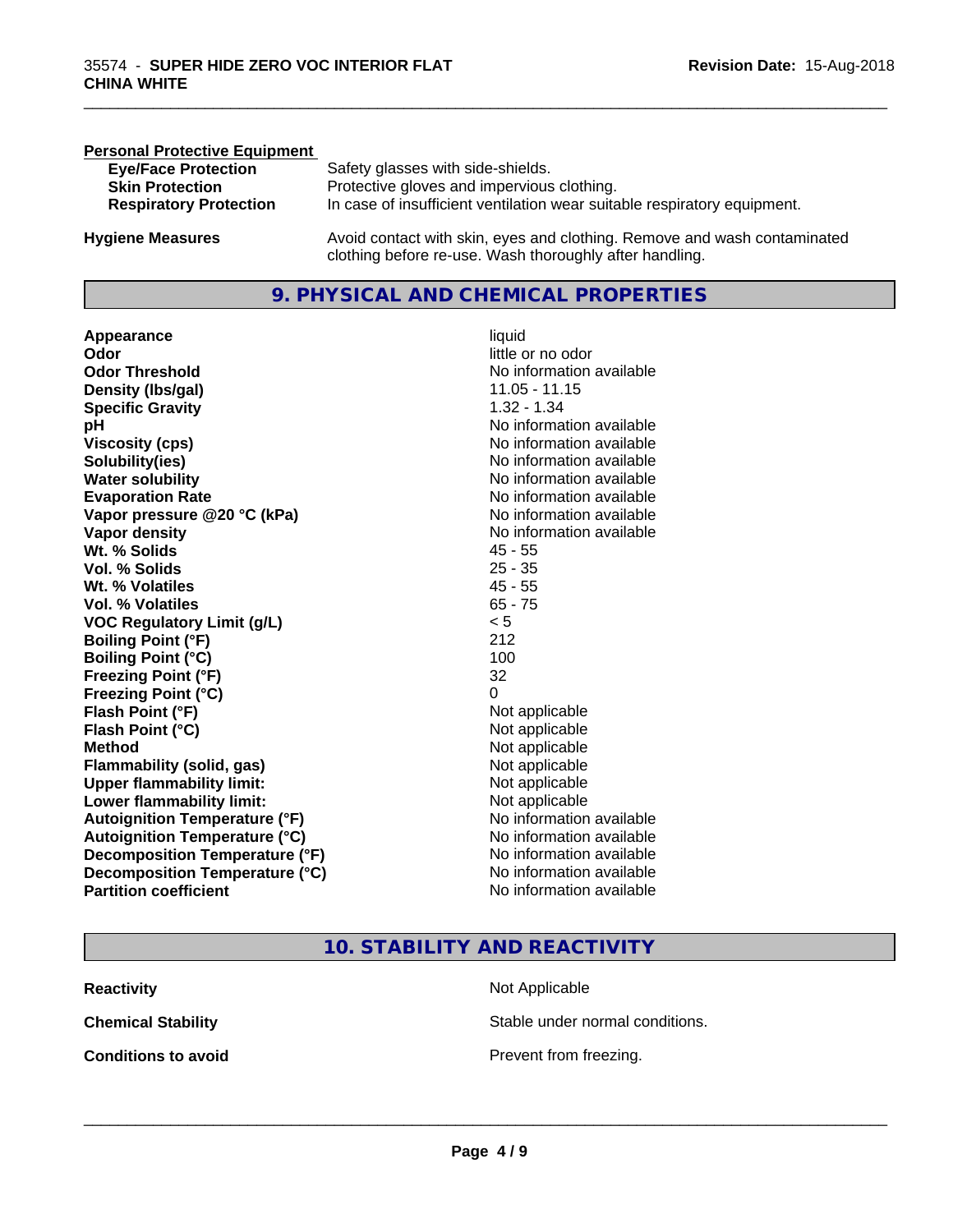**Personal Protective Equipment**

| | |
|---|---|
| **Eye/Face Protection** | Safety glasses with side-shields. |
| **Skin Protection** | Protective gloves and impervious clothing. |
| **Respiratory Protection** | In case of insufficient ventilation wear suitable respiratory equipment. |

**Hygiene Measures** Avoid contact with skin, eyes and clothing. Remove and wash contaminated clothing before re-use. Wash thoroughly after handling.

## 9. PHYSICAL AND CHEMICAL PROPERTIES

| | |
|---|---|
| **Appearance** | liquid |
| **Odor** | little or no odor |
| **Odor Threshold** | No information available |
| **Density (lbs/gal)** | 11.05 - 11.15 |
| **Specific Gravity** | 1.32 - 1.34 |
| **pH** | No information available |
| **Viscosity (cps)** | No information available |
| **Solubility(ies)** | No information available |
| **Water solubility** | No information available |
| **Evaporation Rate** | No information available |
| **Vapor pressure @20 °C (kPa)** | No information available |
| **Vapor density** | No information available |
| **Wt. % Solids** | 45 - 55 |
| **Vol. % Solids** | 25 - 35 |
| **Wt. % Volatiles** | 45 - 55 |
| **Vol. % Volatiles** | 65 - 75 |
| **VOC Regulatory Limit (g/L)** | < 5 |
| **Boiling Point (°F)** | 212 |
| **Boiling Point (°C)** | 100 |
| **Freezing Point (°F)** | 32 |
| **Freezing Point (°C)** | 0 |
| **Flash Point (°F)** | Not applicable |
| **Flash Point (°C)** | Not applicable |
| **Method** | Not applicable |
| **Flammability (solid, gas)** | Not applicable |
| **Upper flammability limit:** | Not applicable |
| **Lower flammability limit:** | Not applicable |
| **Autoignition Temperature (°F)** | No information available |
| **Autoignition Temperature (°C)** | No information available |
| **Decomposition Temperature (°F)** | No information available |
| **Decomposition Temperature (°C)** | No information available |
| **Partition coefficient** | No information available |

## 10. STABILITY AND REACTIVITY

| | |
|---|---|
| **Reactivity** | Not Applicable |
| **Chemical Stability** | Stable under normal conditions. |
| **Conditions to avoid** | Prevent from freezing. |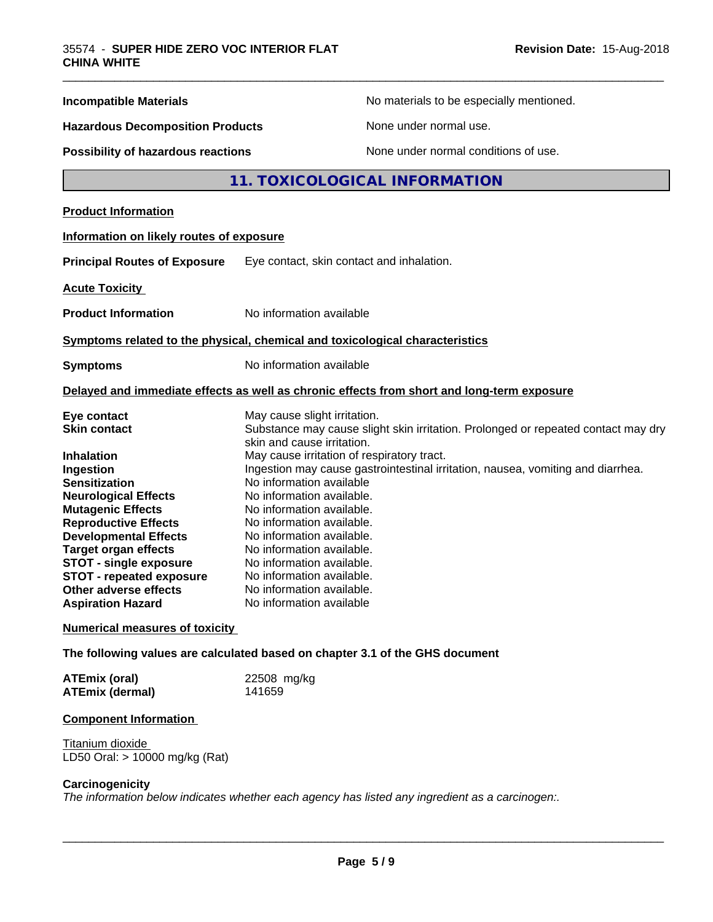| | |
|---|---|
| **Incompatible Materials** | No materials to be especially mentioned. |
| **Hazardous Decomposition Products** | None under normal use. |
| **Possibility of hazardous reactions** | None under normal conditions of use. |

## 11. TOXICOLOGICAL INFORMATION

**Product Information**

**Information on likely routes of exposure**

**Principal Routes of Exposure** Eye contact, skin contact and inhalation.

**Acute Toxicity**

**Product Information** No information available

**Symptoms related to the physical, chemical and toxicological characteristics**

**Symptoms** No information available

**Delayed and immediate effects as well as chronic effects from short and long-term exposure**

| | |
|---|---|
| **Eye contact** | May cause slight irritation. |
| **Skin contact** | Substance may cause slight skin irritation. Prolonged or repeated contact may dry skin and cause irritation. |
| **Inhalation** | May cause irritation of respiratory tract. |
| **Ingestion** | Ingestion may cause gastrointestinal irritation, nausea, vomiting and diarrhea. |
| **Sensitization** | No information available |
| **Neurological Effects** | No information available. |
| **Mutagenic Effects** | No information available. |
| **Reproductive Effects** | No information available. |
| **Developmental Effects** | No information available. |
| **Target organ effects** | No information available. |
| **STOT - single exposure** | No information available. |
| **STOT - repeated exposure** | No information available. |
| **Other adverse effects** | No information available. |
| **Aspiration Hazard** | No information available |

**Numerical measures of toxicity**

**The following values are calculated based on chapter 3.1 of the GHS document**

| | |
|---|---|
| **ATEmix (oral)** | 22508 mg/kg |
| **ATEmix (dermal)** | 141659 |

**Component Information**

Titanium dioxide
LD50 Oral: > 10000 mg/kg (Rat)

**Carcinogenicity**

*The information below indicates whether each agency has listed any ingredient as a carcinogen:.*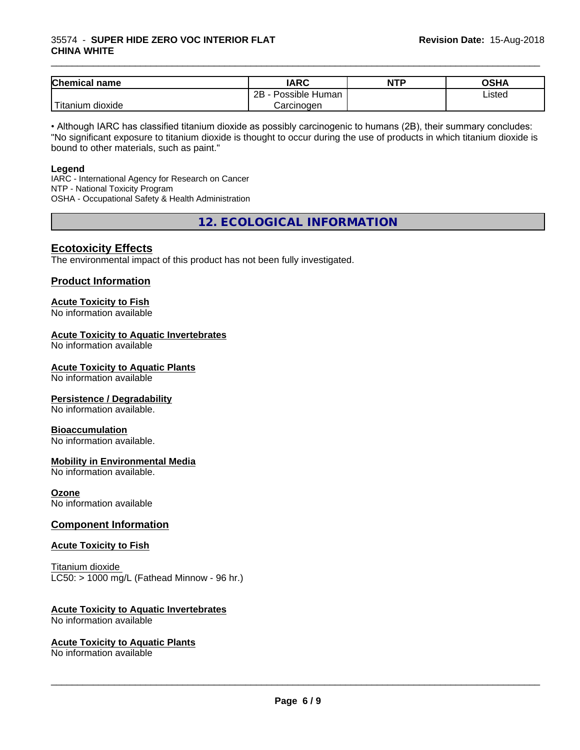| Chemical name | IARC | NTP | OSHA |
| --- | --- | --- | --- |
| Titanium dioxide | 2B - Possible Human Carcinogen | | Listed |

• Although IARC has classified titanium dioxide as possibly carcinogenic to humans (2B), their summary concludes: "No significant exposure to titanium dioxide is thought to occur during the use of products in which titanium dioxide is bound to other materials, such as paint."

**Legend**

IARC - International Agency for Research on Cancer
NTP - National Toxicity Program
OSHA - Occupational Safety & Health Administration

## 12. ECOLOGICAL INFORMATION

### Ecotoxicity Effects

The environmental impact of this product has not been fully investigated.

### Product Information

**Acute Toxicity to Fish**
No information available

**Acute Toxicity to Aquatic Invertebrates**
No information available

**Acute Toxicity to Aquatic Plants**
No information available

**Persistence / Degradability**
No information available.

**Bioaccumulation**
No information available.

**Mobility in Environmental Media**
No information available.

**Ozone**
No information available

### Component Information

**Acute Toxicity to Fish**

Titanium dioxide
LC50: > 1000 mg/L (Fathead Minnow - 96 hr.)

**Acute Toxicity to Aquatic Invertebrates**
No information available

**Acute Toxicity to Aquatic Plants**
No information available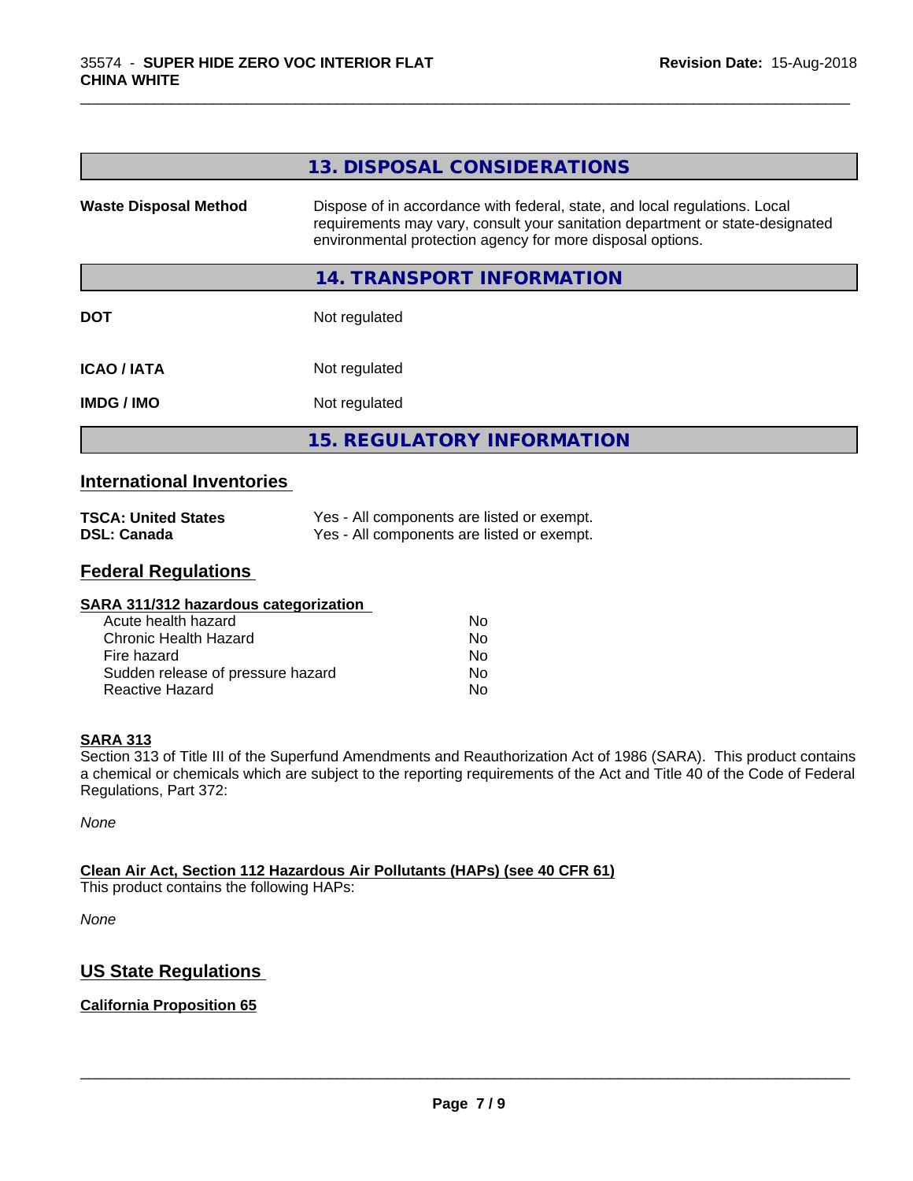## 13. DISPOSAL CONSIDERATIONS

| | |
|---|---|
| **Waste Disposal Method** | Dispose of in accordance with federal, state, and local regulations. Local requirements may vary, consult your sanitation department or state-designated environmental protection agency for more disposal options. |

## 14. TRANSPORT INFORMATION

| | |
|---|---|
| **DOT** | Not regulated |
| **ICAO / IATA** | Not regulated |
| **IMDG / IMO** | Not regulated |

## 15. REGULATORY INFORMATION

### International Inventories

| | |
|---|---|
| **TSCA: United States** | Yes - All components are listed or exempt. |
| **DSL: Canada** | Yes - All components are listed or exempt. |

### Federal Regulations

**SARA 311/312 hazardous categorization**

| | |
|---|---|
| Acute health hazard | No |
| Chronic Health Hazard | No |
| Fire hazard | No |
| Sudden release of pressure hazard | No |
| Reactive Hazard | No |

**SARA 313**

Section 313 of Title III of the Superfund Amendments and Reauthorization Act of 1986 (SARA). This product contains a chemical or chemicals which are subject to the reporting requirements of the Act and Title 40 of the Code of Federal Regulations, Part 372:

*None*

**Clean Air Act, Section 112 Hazardous Air Pollutants (HAPs) (see 40 CFR 61)**

This product contains the following HAPs:

*None*

### US State Regulations

**California Proposition 65**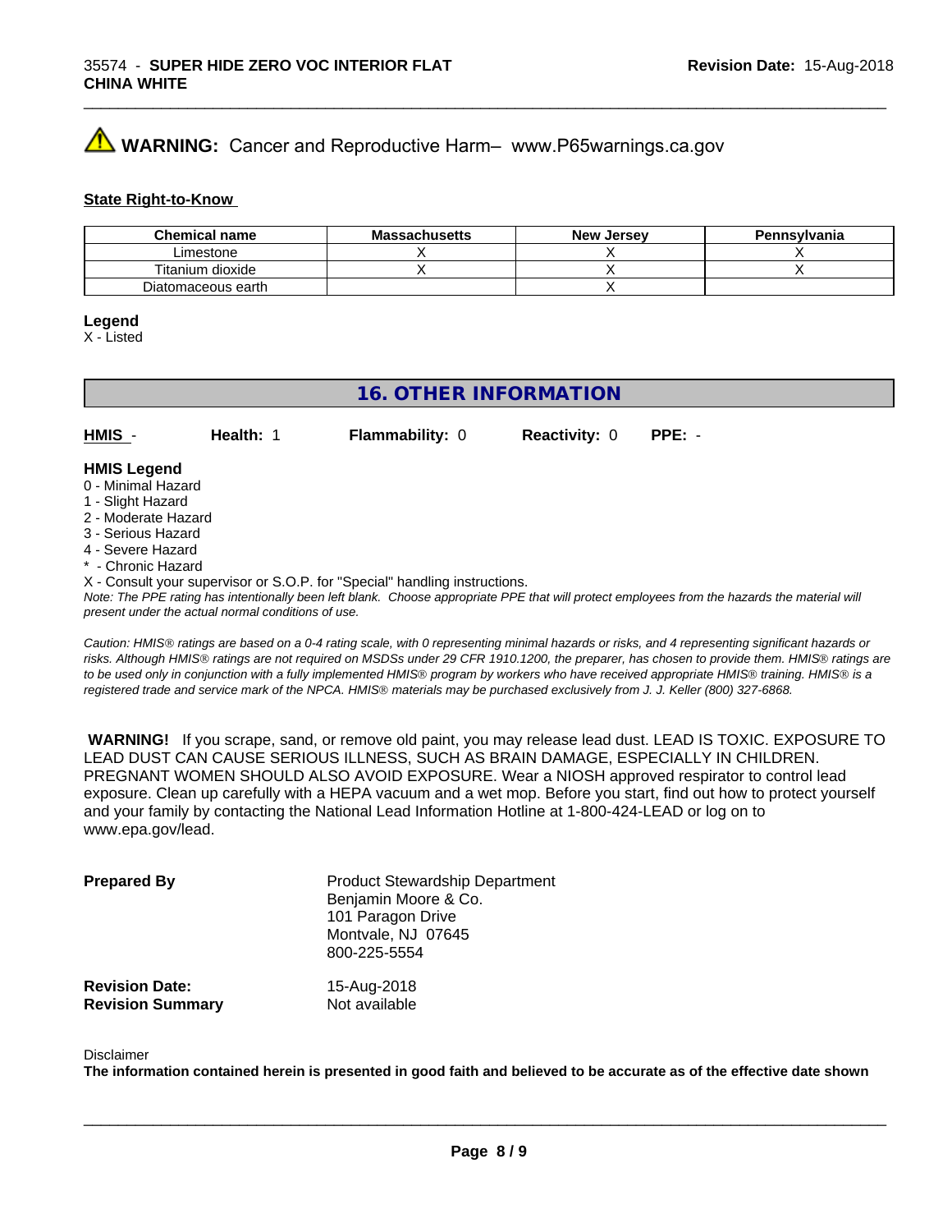**WARNING:** Cancer and Reproductive Harm– www.P65warnings.ca.gov

**State Right-to-Know**

| Chemical name | Massachusetts | New Jersey | Pennsylvania |
|---|---|---|---|
| Limestone | X | X | X |
| Titanium dioxide | X | X | X |
| Diatomaceous earth | | X | |

**Legend**
X - Listed

## 16. OTHER INFORMATION

**HMIS** - **Health:** 1 **Flammability:** 0 **Reactivity:** 0 **PPE:** -

**HMIS Legend**
0 - Minimal Hazard
1 - Slight Hazard
2 - Moderate Hazard
3 - Serious Hazard
4 - Severe Hazard
* - Chronic Hazard
X - Consult your supervisor or S.O.P. for "Special" handling instructions.
*Note: The PPE rating has intentionally been left blank. Choose appropriate PPE that will protect employees from the hazards the material will present under the actual normal conditions of use.*

*Caution: HMIS® ratings are based on a 0-4 rating scale, with 0 representing minimal hazards or risks, and 4 representing significant hazards or risks. Although HMIS® ratings are not required on MSDSs under 29 CFR 1910.1200, the preparer, has chosen to provide them. HMIS® ratings are to be used only in conjunction with a fully implemented HMIS® program by workers who have received appropriate HMIS® training. HMIS® is a registered trade and service mark of the NPCA. HMIS® materials may be purchased exclusively from J. J. Keller (800) 327-6868.*

**WARNING!** If you scrape, sand, or remove old paint, you may release lead dust. LEAD IS TOXIC. EXPOSURE TO LEAD DUST CAN CAUSE SERIOUS ILLNESS, SUCH AS BRAIN DAMAGE, ESPECIALLY IN CHILDREN. PREGNANT WOMEN SHOULD ALSO AVOID EXPOSURE. Wear a NIOSH approved respirator to control lead exposure. Clean up carefully with a HEPA vacuum and a wet mop. Before you start, find out how to protect yourself and your family by contacting the National Lead Information Hotline at 1-800-424-LEAD or log on to www.epa.gov/lead.

**Prepared By**
Product Stewardship Department
Benjamin Moore & Co.
101 Paragon Drive
Montvale, NJ 07645
800-225-5554

**Revision Date:** 15-Aug-2018
**Revision Summary** Not available

Disclaimer
**The information contained herein is presented in good faith and believed to be accurate as of the effective date shown**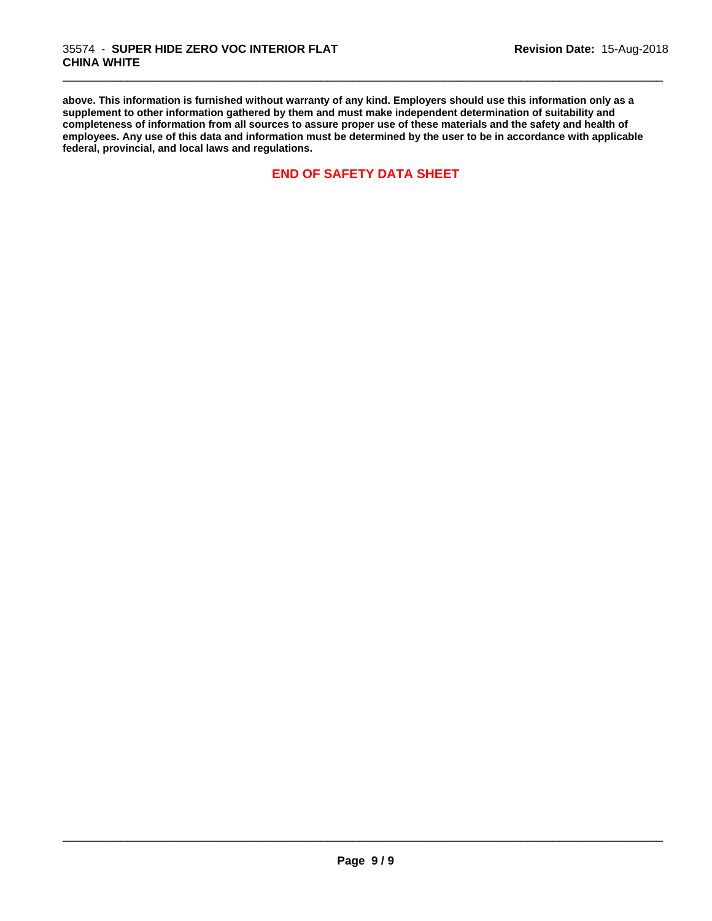**above. This information is furnished without warranty of any kind. Employers should use this information only as a supplement to other information gathered by them and must make independent determination of suitability and completeness of information from all sources to assure proper use of these materials and the safety and health of employees. Any use of this data and information must be determined by the user to be in accordance with applicable federal, provincial, and local laws and regulations.**

**END OF SAFETY DATA SHEET**